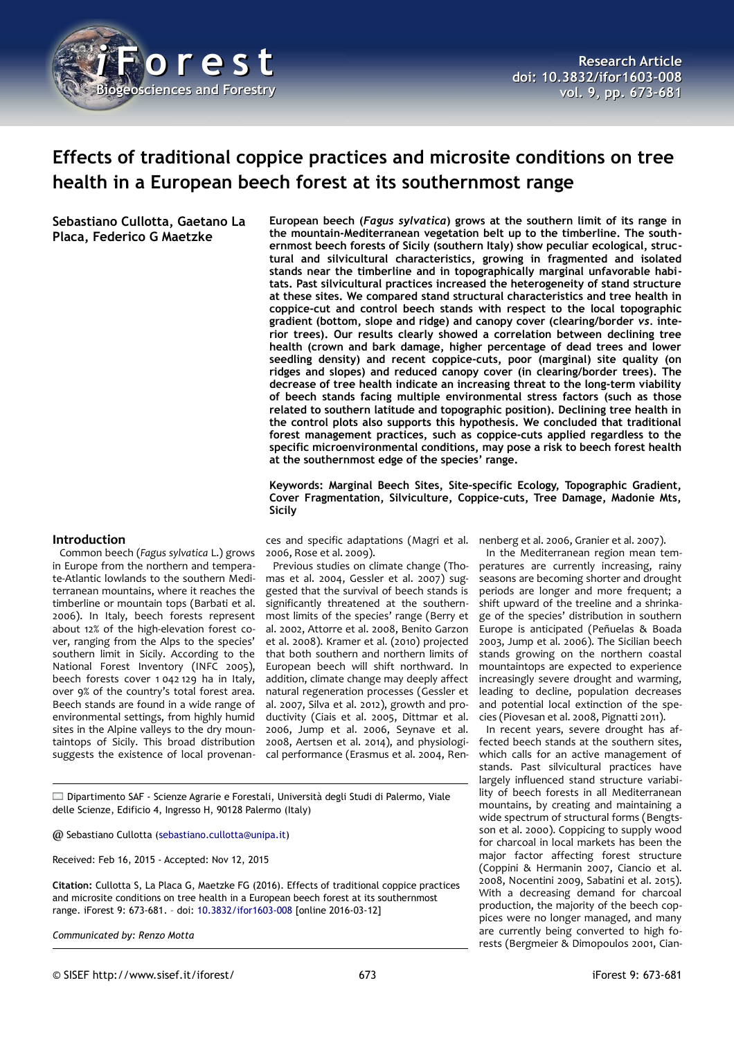# Effects of traditional coppice practices and microsite conditions on tree health in a European beech forest at its southernmost range

**Sebastiano Cullotta, Gaetano La Placa, Federico G Maetzke**

**European beech (*Fagus sylvatica*) grows at the southern limit of its range in the mountain-Mediterranean vegetation belt up to the timberline. The southernmost beech forests of Sicily (southern Italy) show peculiar ecological, structural and silvicultural characteristics, growing in fragmented and isolated stands near the timberline and in topographically marginal unfavorable habitats. Past silvicultural practices increased the heterogeneity of stand structure at these sites. We compared stand structural characteristics and tree health in coppice-cut and control beech stands with respect to the local topographic gradient (bottom, slope and ridge) and canopy cover (clearing/border *vs*. interior trees). Our results clearly showed a correlation between declining tree health (crown and bark damage, higher percentage of dead trees and lower seedling density) and recent coppice-cuts, poor (marginal) site quality (on ridges and slopes) and reduced canopy cover (in clearing/border trees). The decrease of tree health indicate an increasing threat to the long-term viability of beech stands facing multiple environmental stress factors (such as those related to southern latitude and topographic position). Declining tree health in the control plots also supports this hypothesis. We concluded that traditional forest management practices, such as coppice-cuts applied regardless to the specific microenvironmental conditions, may pose a risk to beech forest health at the southernmost edge of the species' range.**

**Keywords: Marginal Beech Sites, Site-specific Ecology, Topographic Gradient, Cover Fragmentation, Silviculture, Coppice-cuts, Tree Damage, Madonie Mts, Sicily**

## Introduction

Common beech (*Fagus sylvatica* L.) grows in Europe from the northern and temperate-Atlantic lowlands to the southern Mediterranean mountains, where it reaches the timberline or mountain tops (Barbati et al. 2006). In Italy, beech forests represent about 12% of the high-elevation forest cover, ranging from the Alps to the species' southern limit in Sicily. According to the National Forest Inventory (INFC 2005), beech forests cover 1 042 129 ha in Italy, over 9% of the country's total forest area. Beech stands are found in a wide range of environmental settings, from highly humid sites in the Alpine valleys to the dry mountaintops of Sicily. This broad distribution suggests the existence of local provenances and specific adaptations (Magri et al. 2006, Rose et al. 2009).

Previous studies on climate change (Thomas et al. 2004, Gessler et al. 2007) suggested that the survival of beech stands is significantly threatened at the southernmost limits of the species' range (Berry et al. 2002, Attorre et al. 2008, Benito Garzon et al. 2008). Kramer et al. (2010) projected that both southern and northern limits of European beech will shift northward. In addition, climate change may deeply affect natural regeneration processes (Gessler et al. 2007, Silva et al. 2012), growth and productivity (Ciais et al. 2005, Dittmar et al. 2006, Jump et al. 2006, Seynave et al. 2008, Aertsen et al. 2014), and physiological performance (Erasmus et al. 2004, Rennenberg et al. 2006, Granier et al. 2007).

In the Mediterranean region mean temperatures are currently increasing, rainy seasons are becoming shorter and drought periods are longer and more frequent; a shift upward of the treeline and a shrinkage of the species' distribution in southern Europe is anticipated (Peñuelas & Boada 2003, Jump et al. 2006). The Sicilian beech stands growing on the northern coastal mountaintops are expected to experience increasingly severe drought and warming, leading to decline, population decreases and potential local extinction of the species (Piovesan et al. 2008, Pignatti 2011).

In recent years, severe drought has affected beech stands at the southern sites, which calls for an active management of stands. Past silvicultural practices have largely influenced stand structure variability of beech forests in all Mediterranean mountains, by creating and maintaining a wide spectrum of structural forms (Bengtsson et al. 2000). Coppicing to supply wood for charcoal in local markets has been the major factor affecting forest structure (Coppini & Hermanin 2007, Ciancio et al. 2008, Nocentini 2009, Sabatini et al. 2015). With a decreasing demand for charcoal production, the majority of the beech coppices were no longer managed, and many are currently being converted to high forests (Bergmeier & Dimopoulos 2001, Cian-

Dipartimento SAF - Scienze Agrarie e Forestali, Università degli Studi di Palermo, Viale delle Scienze, Edificio 4, Ingresso H, 90128 Palermo (Italy)

@ Sebastiano Cullotta (sebastiano.cullotta@unipa.it)

Received: Feb 16, 2015 - Accepted: Nov 12, 2015

**Citation:** Cullotta S, La Placa G, Maetzke FG (2016). Effects of traditional coppice practices and microsite conditions on tree health in a European beech forest at its southernmost range. iForest 9: 673-681. - doi: 10.3832/ifor1603-008 [online 2016-03-12]

*Communicated by: Renzo Motta*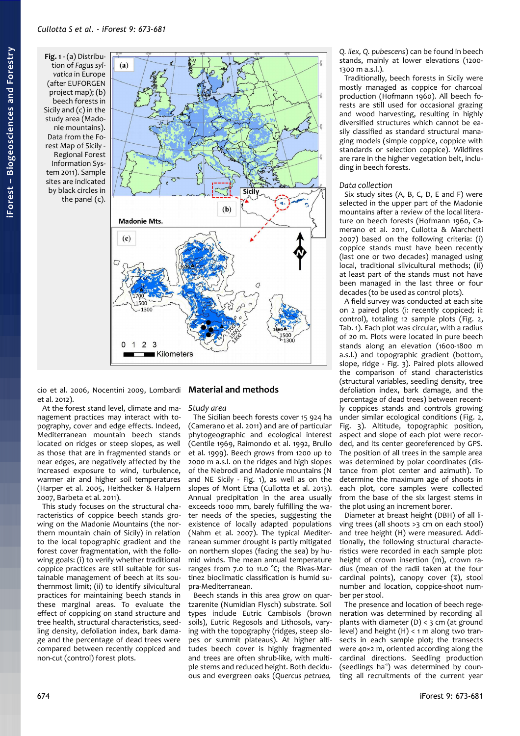**Fig. 1** - (a) Distribution of *Fagus sylvatica* in Europe (after EUFORGEN project map); (b) beech forests in Sicily and (c) in the study area (Madonie mountains). Data from the Forest Map of Sicily - Regional Forest Information System 2011). Sample sites are indicated by black circles in the panel (c).

cio et al. 2006, Nocentini 2009, Lombardi et al. 2012).

At the forest stand level, climate and management practices may interact with topography, cover and edge effects. Indeed, Mediterranean mountain beech stands located on ridges or steep slopes, as well as those that are in fragmented stands or near edges, are negatively affected by the increased exposure to wind, turbulence, warmer air and higher soil temperatures (Harper et al. 2005, Heithecker & Halpern 2007, Barbeta et al. 2011).

This study focuses on the structural characteristics of coppice beech stands growing on the Madonie Mountains (the northern mountain chain of Sicily) in relation to the local topographic gradient and the forest cover fragmentation, with the following goals: (i) to verify whether traditional coppice practices are still suitable for sustainable management of beech at its southernmost limit; (ii) to identify silvicultural practices for maintaining beech stands in these marginal areas. To evaluate the effect of coppicing on stand structure and tree health, structural characteristics, seedling density, defoliation index, bark damage and the percentage of dead trees were compared between recently coppiced and non-cut (control) forest plots.

## Material and methods

### Study area

The Sicilian beech forests cover 15 924 ha (Camerano et al. 2011) and are of particular phytogeographic and ecological interest (Gentile 1969, Raimondo et al. 1992, Brullo et al. 1999). Beech grows from 1200 up to 2000 m a.s.l. on the ridges and high slopes of the Nebrodi and Madonie mountains (N and NE Sicily - Fig. 1), as well as on the slopes of Mont Etna (Cullotta et al. 2013). Annual precipitation in the area usually exceeds 1000 mm, barely fulfilling the water needs of the species, suggesting the existence of locally adapted populations (Nahm et al. 2007). The typical Mediterranean summer drought is partly mitigated on northern slopes (facing the sea) by humid winds. The mean annual temperature ranges from 7.0 to 11.0 °C; the Rivas-Martinez bioclimatic classification is humid supra-Mediterranean.

Beech stands in this area grow on quartzarenite (Numidian Flysch) substrate. Soil types include Eutric Cambisols (brown soils), Eutric Regosols and Lithosols, varying with the topography (ridges, steep slopes or summit plateaus). At higher altitudes beech cover is highly fragmented and trees are often shrub-like, with multiple stems and reduced height. Both deciduous and evergreen oaks (*Quercus petraea, Q. ilex, Q. pubescens*) can be found in beech stands, mainly at lower elevations (1200-1300 m a.s.l.).

Traditionally, beech forests in Sicily were mostly managed as coppice for charcoal production (Hofmann 1960). All beech forests are still used for occasional grazing and wood harvesting, resulting in highly diversified structures which cannot be easily classified as standard structural managing models (simple coppice, coppice with standards or selection coppice). Wildfires are rare in the higher vegetation belt, including in beech forests.

### Data collection

Six study sites (A, B, C, D, E and F) were selected in the upper part of the Madonie mountains after a review of the local literature on beech forests (Hofmann 1960, Camerano et al. 2011, Cullotta & Marchetti 2007) based on the following criteria: (i) coppice stands must have been recently (last one or two decades) managed using local, traditional silvicultural methods; (ii) at least part of the stands must not have been managed in the last three or four decades (to be used as control plots).

A field survey was conducted at each site on 2 paired plots (i: recently coppiced; ii: control), totaling 12 sample plots (Fig. 2, Tab. 1). Each plot was circular, with a radius of 20 m. Plots were located in pure beech stands along an elevation (1600-1800 m a.s.l.) and topographic gradient (bottom, slope, ridge - Fig. 3). Paired plots allowed the comparison of stand characteristics (structural variables, seedling density, tree defoliation index, bark damage, and the percentage of dead trees) between recently coppices stands and controls growing under similar ecological conditions (Fig. 2, Fig. 3). Altitude, topographic position, aspect and slope of each plot were recorded, and its center georeferenced by GPS. The position of all trees in the sample area was determined by polar coordinates (distance from plot center and azimuth). To determine the maximum age of shoots in each plot, core samples were collected from the base of the six largest stems in the plot using an increment borer.

Diameter at breast height (DBH) of all living trees (all shoots >3 cm on each stool) and tree height (H) were measured. Additionally, the following structural characteristics were recorded in each sample plot: height of crown insertion (m), crown radius (mean of the radii taken at the four cardinal points), canopy cover (%), stool number and location, coppice-shoot number per stool.

The presence and location of beech regeneration was determined by recording all plants with diameter (D) < 3 cm (at ground level) and height (H) < 1 m along two transects in each sample plot; the transects were 40×2 m, oriented according along the cardinal directions. Seedling production (seedlings $ha^{-1}$) was determined by counting all recruitments of the current year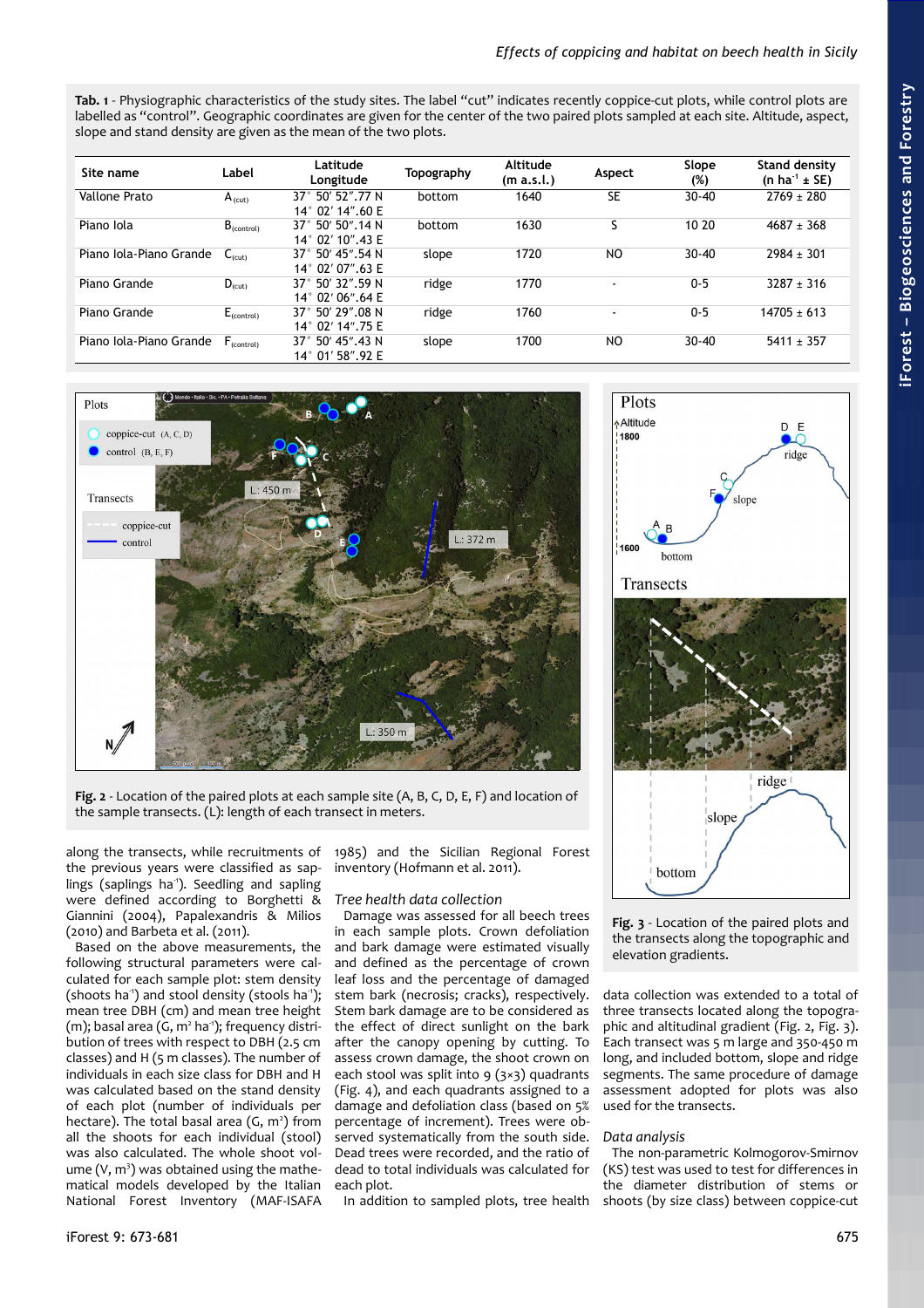**Tab. 1** - Physiographic characteristics of the study sites. The label "cut" indicates recently coppice-cut plots, while control plots are labelled as "control". Geographic coordinates are given for the center of the two paired plots sampled at each site. Altitude, aspect, slope and stand density are given as the mean of the two plots.

| Site name | Label | Latitude Longitude | Topography | Altitude (m a.s.l.) | Aspect | Slope (%) | Stand density (n ha$^{-1}$ ± SE) |
|---|---|---|---|---|---|---|---|
| Vallone Prato | $A_{(cut)}$ | 37° 50′ 52″.77 N 14° 02′ 14″.60 E | bottom | 1640 | SE | 30-40 | 2769 ± 280 |
| Piano Iola | $B_{(control)}$ | 37° 50′ 50″.14 N 14° 02′ 10″.43 E | bottom | 1630 | S | 10 20 | 4687 ± 368 |
| Piano Iola-Piano Grande | $C_{(cut)}$ | 37° 50′ 45″.54 N 14° 02′ 07″.63 E | slope | 1720 | NO | 30-40 | 2984 ± 301 |
| Piano Grande | $D_{(cut)}$ | 37° 50′ 32″.59 N 14° 02′ 06″.64 E | ridge | 1770 | - | 0-5 | 3287 ± 316 |
| Piano Grande | $E_{(control)}$ | 37° 50′ 29″.08 N 14° 02′ 14″.75 E | ridge | 1760 | - | 0-5 | 14705 ± 613 |
| Piano Iola-Piano Grande | $F_{(control)}$ | 37° 50′ 45″.43 N 14° 01′ 58″.92 E | slope | 1700 | NO | 30-40 | 5411 ± 357 |

**Fig. 2** - Location of the paired plots at each sample site (A, B, C, D, E, F) and location of the sample transects. (L): length of each transect in meters.

**Fig. 3** - Location of the paired plots and the transects along the topographic and elevation gradients.

along the transects, while recruitments of the previous years were classified as saplings (saplings ha$^{-1}$). Seedling and sapling were defined according to Borghetti & Giannini (2004), Papalexandris & Milios (2010) and Barbeta et al. (2011).

Based on the above measurements, the following structural parameters were calculated for each sample plot: stem density (shoots ha$^{-1}$) and stool density (stools ha$^{-1}$); mean tree DBH (cm) and mean tree height (m); basal area (G, m$^2$ ha$^{-1}$); frequency distribution of trees with respect to DBH (2.5 cm classes) and H (5 m classes). The number of individuals in each size class for DBH and H was calculated based on the stand density of each plot (number of individuals per hectare). The total basal area (G, m$^2$) from all the shoots for each individual (stool) was also calculated. The whole shoot volume (V, m$^3$) was obtained using the mathematical models developed by the Italian National Forest Inventory (MAF-ISAFA 1985) and the Sicilian Regional Forest inventory (Hofmann et al. 2011).

### Tree health data collection

Damage was assessed for all beech trees in each sample plots. Crown defoliation and bark damage were estimated visually and defined as the percentage of crown leaf loss and the percentage of damaged stem bark (necrosis; cracks), respectively. Stem bark damage are to be considered as the effect of direct sunlight on the bark after the canopy opening by cutting. To assess crown damage, the shoot crown on each stool was split into 9 (3×3) quadrants (Fig. 4), and each quadrants assigned to a damage and defoliation class (based on 5% percentage of increment). Trees were observed systematically from the south side. Dead trees were recorded, and the ratio of dead to total individuals was calculated for each plot.

In addition to sampled plots, tree health data collection was extended to a total of three transects located along the topographic and altitudinal gradient (Fig. 2, Fig. 3). Each transect was 5 m large and 350-450 m long, and included bottom, slope and ridge segments. The same procedure of damage assessment adopted for plots was also used for the transects.

### Data analysis

The non-parametric Kolmogorov-Smirnov (KS) test was used to test for differences in the diameter distribution of stems or shoots (by size class) between coppice-cut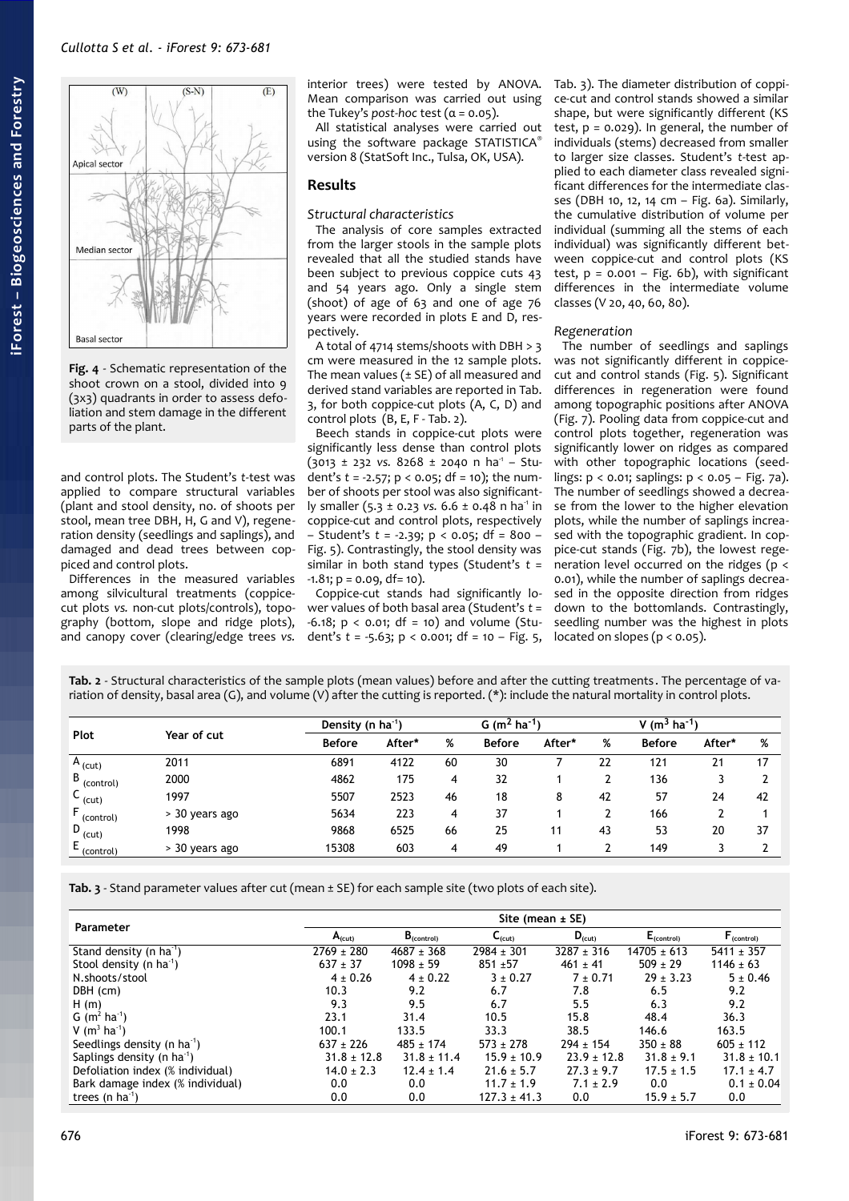**Fig. 4** - Schematic representation of the shoot crown on a stool, divided into 9 (3x3) quadrants in order to assess defoliation and stem damage in the different parts of the plant.

and control plots. The Student's *t*-test was applied to compare structural variables (plant and stool density, no. of shoots per stool, mean tree DBH, H, G and V), regeneration density (seedlings and saplings), and damaged and dead trees between coppiced and control plots.

Differences in the measured variables among silvicultural treatments (coppice-cut plots *vs.* non-cut plots/controls), topography (bottom, slope and ridge plots), and canopy cover (clearing/edge trees *vs.* interior trees) were tested by ANOVA. Mean comparison was carried out using the Tukey's *post-hoc* test ($\alpha = 0.05$).

All statistical analyses were carried out using the software package STATISTICA® version 8 (StatSoft Inc., Tulsa, OK, USA).

## Results

### Structural characteristics

The analysis of core samples extracted from the larger stools in the sample plots revealed that all the studied stands have been subject to previous coppice cuts 43 and 54 years ago. Only a single stem (shoot) of age of 63 and one of age 76 years were recorded in plots E and D, respectively.

A total of 4714 stems/shoots with DBH > 3 cm were measured in the 12 sample plots. The mean values (± SE) of all measured and derived stand variables are reported in Tab. 3, for both coppice-cut plots (A, C, D) and control plots (B, E, F - Tab. 2).

Beech stands in coppice-cut plots were significantly less dense than control plots (3013 ± 232 *vs.* 8268 ± 2040 n ha$^{-1}$ – Student's $t = -2.57$; $p < 0.05$; df = 10); the number of shoots per stool was also significantly smaller (5.3 ± 0.23 *vs.* 6.6 ± 0.48 n ha$^{-1}$ in coppice-cut and control plots, respectively – Student's $t = -2.39$; $p < 0.05$; df = 800 – Fig. 5). Contrastingly, the stool density was similar in both stand types (Student's $t = -1.81$; $p = 0.09$, df= 10).

Coppice-cut stands had significantly lower values of both basal area (Student's $t = -6.18$; $p < 0.01$; df = 10) and volume (Student's $t = -5.63$; $p < 0.001$; df = 10 – Fig. 5, Tab. 3). The diameter distribution of coppice-cut and control stands showed a similar shape, but were significantly different (KS test, $p = 0.029$). In general, the number of individuals (stems) decreased from smaller to larger size classes. Student's *t*-test applied to each diameter class revealed significant differences for the intermediate classes (DBH 10, 12, 14 cm – Fig. 6a). Similarly, the cumulative distribution of volume per individual (summing all the stems of each individual) was significantly different between coppice-cut and control plots (KS test, $p = 0.001$ – Fig. 6b), with significant differences in the intermediate volume classes (V 20, 40, 60, 80).

### Regeneration

The number of seedlings and saplings was not significantly different in coppice-cut and control stands (Fig. 5). Significant differences in regeneration were found among topographic positions after ANOVA (Fig. 7). Pooling data from coppice-cut and control plots together, regeneration was significantly lower on ridges as compared with other topographic locations (seedlings: $p < 0.01$; saplings: $p < 0.05$ – Fig. 7a). The number of seedlings showed a decrease from the lower to the higher elevation plots, while the number of saplings increased with the topographic gradient. In coppice-cut stands (Fig. 7b), the lowest regeneration level occurred on the ridges ($p < 0.01$), while the number of saplings decreased in the opposite direction from ridges down to the bottomlands. Contrastingly, seedling number was the highest in plots located on slopes ($p < 0.05$).

**Tab. 2** - Structural characteristics of the sample plots (mean values) before and after the cutting treatments. The percentage of variation of density, basal area (G), and volume (V) after the cutting is reported. (*): include the natural mortality in control plots.

| Plot | Year of cut | Density (n ha$^{-1}$) | | | G (m$^2$ ha$^{-1}$) | | | V (m$^3$ ha$^{-1}$) | | |
|---|---|---|---|---|---|---|---|---|---|---|
| | | Before | After* | % | Before | After* | % | Before | After* | % |
| $A_{(cut)}$ | 2011 | 6891 | 4122 | 60 | 30 | 7 | 22 | 121 | 21 | 17 |
| $B_{(control)}$ | 2000 | 4862 | 175 | 4 | 32 | 1 | 2 | 136 | 3 | 2 |
| $C_{(cut)}$ | 1997 | 5507 | 2523 | 46 | 18 | 8 | 42 | 57 | 24 | 42 |
| $F_{(control)}$ | > 30 years ago | 5634 | 223 | 4 | 37 | 1 | 2 | 166 | 2 | 1 |
| $D_{(cut)}$ | 1998 | 9868 | 6525 | 66 | 25 | 11 | 43 | 53 | 20 | 37 |
| $E_{(control)}$ | > 30 years ago | 15308 | 603 | 4 | 49 | 1 | 2 | 149 | 3 | 2 |

**Tab. 3** - Stand parameter values after cut (mean ± SE) for each sample site (two plots of each site).

| Parameter | Site (mean ± SE) | | | | | |
|---|---|---|---|---|---|---|
| | $A_{(cut)}$ | $B_{(control)}$ | $C_{(cut)}$ | $D_{(cut)}$ | $E_{(control)}$ | $F_{(control)}$ |
| Stand density (n ha$^{-1}$) | 2769 ± 280 | 4687 ± 368 | 2984 ± 301 | 3287 ± 316 | 14705 ± 613 | 5411 ± 357 |
| Stool density (n ha$^{-1}$) | 637 ± 37 | 1098 ± 59 | 851 ±57 | 461 ± 41 | 509 ± 29 | 1146 ± 63 |
| N.shoots/stool | 4 ± 0.26 | 4 ± 0.22 | 3 ± 0.27 | 7 ± 0.71 | 29 ± 3.23 | 5 ± 0.46 |
| DBH (cm) | 10.3 | 9.2 | 6.7 | 7.8 | 6.5 | 9.2 |
| H (m) | 9.3 | 9.5 | 6.7 | 5.5 | 6.3 | 9.2 |
| G (m$^2$ ha$^{-1}$) | 23.1 | 31.4 | 10.5 | 15.8 | 48.4 | 36.3 |
| V (m$^3$ ha$^{-1}$) | 100.1 | 133.5 | 33.3 | 38.5 | 146.6 | 163.5 |
| Seedlings density (n ha$^{-1}$) | 637 ± 226 | 485 ± 174 | 573 ± 278 | 294 ± 154 | 350 ± 88 | 605 ± 112 |
| Saplings density (n ha$^{-1}$) | 31.8 ± 12.8 | 31.8 ± 11.4 | 15.9 ± 10.9 | 23.9 ± 12.8 | 31.8 ± 9.1 | 31.8 ± 10.1 |
| Defoliation index (% individual) | 14.0 ± 2.3 | 12.4 ± 1.4 | 21.6 ± 5.7 | 27.3 ± 9.7 | 17.5 ± 1.5 | 17.1 ± 4.7 |
| Bark damage index (% individual) | 0.0 | 0.0 | 11.7 ± 1.9 | 7.1 ± 2.9 | 0.0 | 0.1 ± 0.04 |
| trees (n ha$^{-1}$) | 0.0 | 0.0 | 127.3 ± 41.3 | 0.0 | 15.9 ± 5.7 | 0.0 |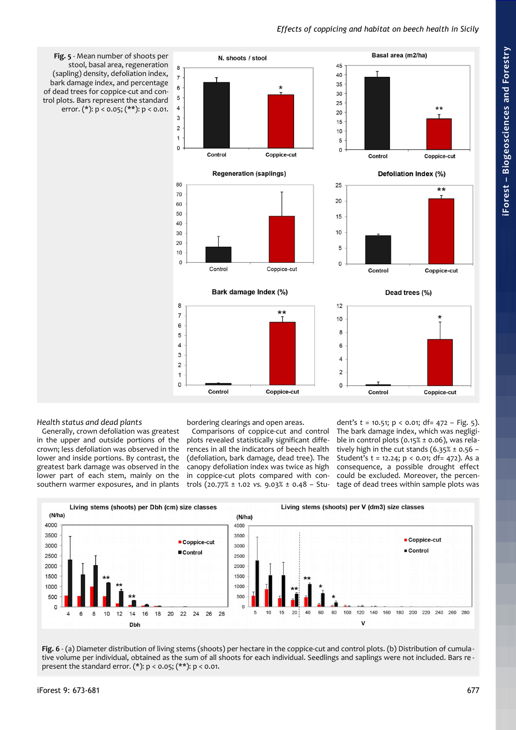Fig. 5 - Mean number of shoots per stool, basal area, regeneration (sapling) density, defoliation index, bark damage index, and percentage of dead trees for coppice-cut and control plots. Bars represent the standard error. (*): $p < 0.05$; (**): $p < 0.01$.

### Health status and dead plants

Generally, crown defoliation was greatest in the upper and outside portions of the crown; less defoliation was observed in the lower and inside portions. By contrast, the greatest bark damage was observed in the lower part of each stem, mainly on the southern warmer exposures, and in plants bordering clearings and open areas.

Comparisons of coppice-cut and control plots revealed statistically significant differences in all the indicators of beech health (defoliation, bark damage, dead tree). The canopy defoliation index was twice as high in coppice-cut plots compared with controls (20.77% ± 1.02 *vs.* 9.03% ± 0.48 – Student's $t = 10.51$; $p < 0.01$; df= 472 – Fig. 5). The bark damage index, which was negligible in control plots (0.15% ± 0.06), was relatively high in the cut stands (6.35% ± 0.56 – Student's $t = 12.24$; $p < 0.01$; df= 472). As a consequence, a possible drought effect could be excluded. Moreover, the percentage of dead trees within sample plots was

Fig. 6 - (a) Diameter distribution of living stems (shoots) per hectare in the coppice-cut and control plots. (b) Distribution of cumulative volume per individual, obtained as the sum of all shoots for each individual. Seedlings and saplings were not included. Bars represent the standard error. (*): $p < 0.05$; (**): $p < 0.01$.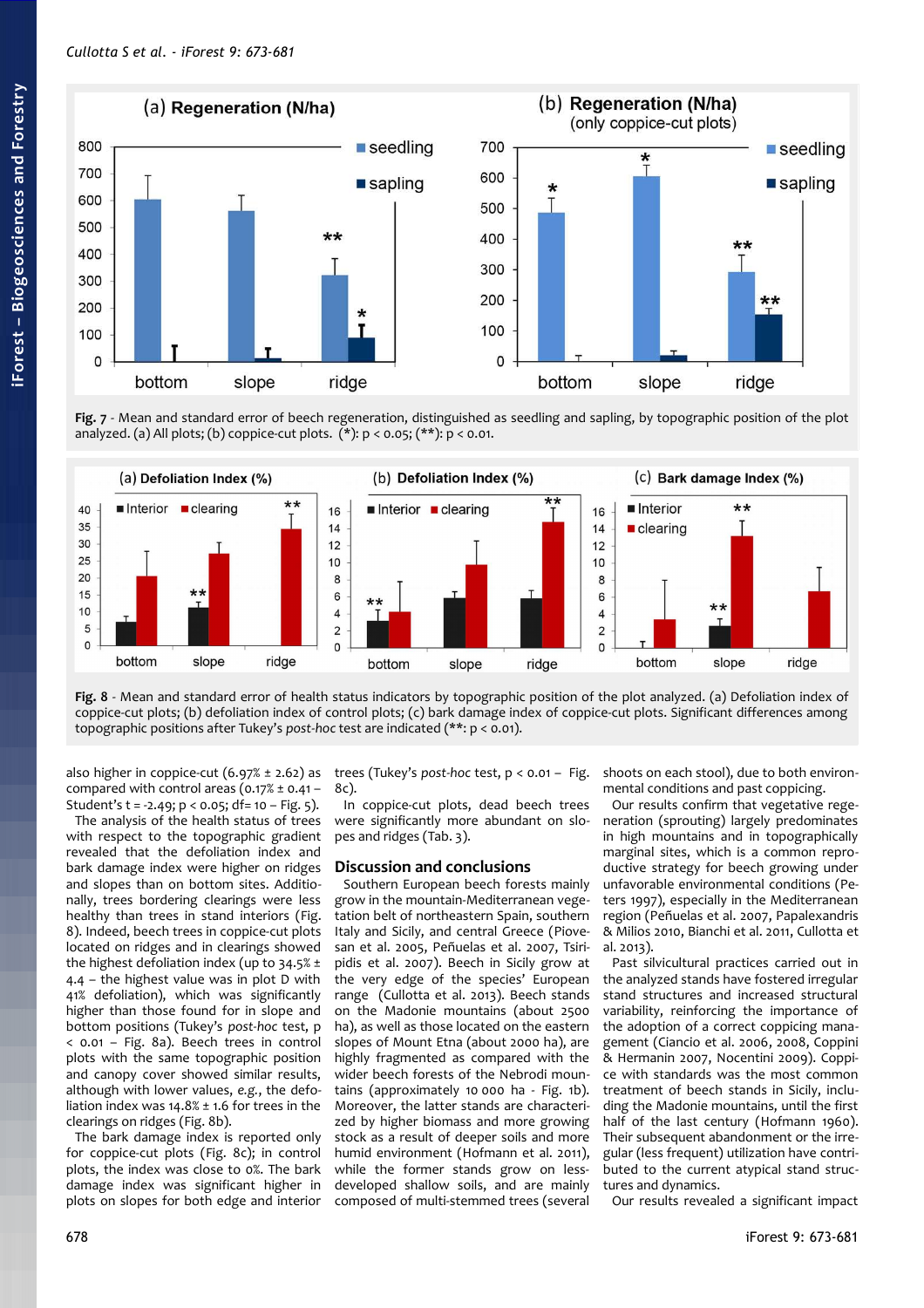Fig. 7 - Mean and standard error of beech regeneration, distinguished as seedling and sapling, by topographic position of the plot analyzed. (a) All plots; (b) coppice-cut plots. (*): $p < 0.05$; (**): $p < 0.01$.

Fig. 8 - Mean and standard error of health status indicators by topographic position of the plot analyzed. (a) Defoliation index of coppice-cut plots; (b) defoliation index of control plots; (c) bark damage index of coppice-cut plots. Significant differences among topographic positions after Tukey's *post-hoc* test are indicated (**: $p < 0.01$).

also higher in coppice-cut (6.97% ± 2.62) as compared with control areas (0.17% ± 0.41 – Student's $t = -2.49$; $p < 0.05$; df= 10 – Fig. 5).

The analysis of the health status of trees with respect to the topographic gradient revealed that the defoliation index and bark damage index were higher on ridges and slopes than on bottom sites. Additionally, trees bordering clearings were less healthy than trees in stand interiors (Fig. 8). Indeed, beech trees in coppice-cut plots located on ridges and in clearings showed the highest defoliation index (up to 34.5% ± 4.4 – the highest value was in plot D with 41% defoliation), which was significantly higher than those found for in slope and bottom positions (Tukey's *post-hoc* test, $p < 0.01$ – Fig. 8a). Beech trees in control plots with the same topographic position and canopy cover showed similar results, although with lower values, *e.g.*, the defoliation index was 14.8% ± 1.6 for trees in the clearings on ridges (Fig. 8b).

The bark damage index is reported only for coppice-cut plots (Fig. 8c); in control plots, the index was close to 0%. The bark damage index was significant higher in plots on slopes for both edge and interior trees (Tukey's *post-hoc* test, $p < 0.01$ – Fig. 8c).

In coppice-cut plots, dead beech trees were significantly more abundant on slopes and ridges (Tab. 3).

## Discussion and conclusions

Southern European beech forests mainly grow in the mountain-Mediterranean vegetation belt of northeastern Spain, southern Italy and Sicily, and central Greece (Piovesan et al. 2005, Peñuelas et al. 2007, Tsiripidis et al. 2007). Beech in Sicily grow at the very edge of the species' European range (Cullotta et al. 2013). Beech stands on the Madonie mountains (about 2500 ha), as well as those located on the eastern slopes of Mount Etna (about 2000 ha), are highly fragmented as compared with the wider beech forests of the Nebrodi mountains (approximately 10 000 ha - Fig. 1b). Moreover, the latter stands are characterized by higher biomass and more growing stock as a result of deeper soils and more humid environment (Hofmann et al. 2011), while the former stands grow on less-developed shallow soils, and are mainly composed of multi-stemmed trees (several shoots on each stool), due to both environmental conditions and past coppicing.

Our results confirm that vegetative regeneration (sprouting) largely predominates in high mountains and in topographically marginal sites, which is a common reproductive strategy for beech growing under unfavorable environmental conditions (Peters 1997), especially in the Mediterranean region (Peñuelas et al. 2007, Papalexandris & Milios 2010, Bianchi et al. 2011, Cullotta et al. 2013).

Past silvicultural practices carried out in the analyzed stands have fostered irregular stand structures and increased structural variability, reinforcing the importance of the adoption of a correct coppicing management (Ciancio et al. 2006, 2008, Coppini & Hermanin 2007, Nocentini 2009). Coppice with standards was the most common treatment of beech stands in Sicily, including the Madonie mountains, until the first half of the last century (Hofmann 1960). Their subsequent abandonment or the irregular (less frequent) utilization have contributed to the current atypical stand structures and dynamics.

Our results revealed a significant impact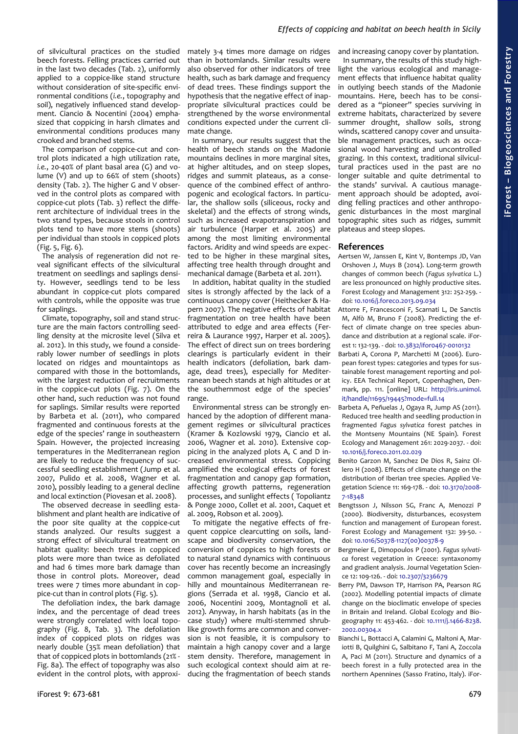of silvicultural practices on the studied beech forests. Felling practices carried out in the last two decades (Tab. 2), uniformly applied to a coppice-like stand structure without consideration of site-specific environmental conditions (*i.e.*, topography and soil), negatively influenced stand development. Ciancio & Nocentini (2004) emphasized that coppicing in harsh climates and environmental conditions produces many crooked and branched stems.

The comparison of coppice-cut and control plots indicated a high utilization rate, *i.e.*, 20-40% of plant basal area (G) and volume (V) and up to 66% of stem (shoots) density (Tab. 2). The higher G and V observed in the control plots as compared with coppice-cut plots (Tab. 3) reflect the different architecture of individual trees in the two stand types, because stools in control plots tend to have more stems (shoots) per individual than stools in coppiced plots (Fig. 5, Fig. 6).

The analysis of regeneration did not reveal significant effects of the silvicultural treatment on seedlings and saplings density. However, seedlings tend to be less abundant in coppice-cut plots compared with controls, while the opposite was true for saplings.

Climate, topography, soil and stand structure are the main factors controlling seedling density at the microsite level (Silva et al. 2012). In this study, we found a considerably lower number of seedlings in plots located on ridges and mountaintops as compared with those in the bottomlands, with the largest reduction of recruitments in the coppice-cut plots (Fig. 7). On the other hand, such reduction was not found for saplings. Similar results were reported by Barbeta et al. (2011), who compared fragmented and continuous forests at the edge of the species' range in southeastern Spain. However, the projected increasing temperatures in the Mediterranean region are likely to reduce the frequency of successful seedling establishment (Jump et al. 2007, Pulido et al. 2008, Wagner et al. 2010), possibly leading to a general decline and local extinction (Piovesan et al. 2008).

The observed decrease in seedling establishment and plant health are indicative of the poor site quality at the coppice-cut stands analyzed. Our results suggest a strong effect of silvicultural treatment on habitat quality: beech trees in coppiced plots were more than twice as defoliated and had 6 times more bark damage than those in control plots. Moreover, dead trees were 7 times more abundant in coppice-cut than in control plots (Fig. 5).

The defoliation index, the bark damage index, and the percentage of dead trees were strongly correlated with local topography (Fig. 8, Tab. 3). The defoliation index of coppiced plots on ridges was nearly double (35% mean defoliation) that that of coppiced plots in bottomlands (21% - Fig. 8a). The effect of topography was also evident in the control plots, with approximately 3-4 times more damage on ridges than in bottomlands. Similar results were also observed for other indicators of tree health, such as bark damage and frequency of dead trees. These findings support the hypothesis that the negative effect of inappropriate silvicultural practices could be strengthened by the worse environmental conditions expected under the current climate change.

In summary, our results suggest that the health of beech stands on the Madonie mountains declines in more marginal sites, at higher altitudes, and on steep slopes, ridges and summit plateaus, as a consequence of the combined effect of anthropogenic and ecological factors. In particular, the shallow soils (siliceous, rocky and skeletal) and the effects of strong winds, such as increased evapotranspiration and air turbulence (Harper et al. 2005) are among the most limiting environmental factors. Aridity and wind speeds are expected to be higher in these marginal sites, affecting tree health through drought and mechanical damage (Barbeta et al. 2011).

In addition, habitat quality in the studied sites is strongly affected by the lack of a continuous canopy cover (Heithecker & Hapern 2007). The negative effects of habitat fragmentation on tree health have been attributed to edge and area effects (Ferreira & Laurance 1997, Harper et al. 2005). The effect of direct sun on trees bordering clearings is particularly evident in their health indicators (defoliation, bark damage, dead trees), especially for Mediterranean beech stands at high altitudes or at the southernmost edge of the species' range.

Environmental stress can be strongly enhanced by the adoption of different management regimes or silvicultural practices (Kramer & Kozlowski 1979, Ciancio et al. 2006, Wagner et al. 2010). Extensive coppicing in the analyzed plots A, C and D increased environmental stress. Coppicing amplified the ecological effects of forest fragmentation and canopy gap formation, affecting growth patterns, regeneration processes, and sunlight effects ( Topoliantz & Ponge 2000, Collet et al. 2001, Caquet et al. 2009, Robson et al. 2009).

To mitigate the negative effects of frequent coppice clearcutting on soils, landscape and biodiversity conservation, the conversion of coppices to high forests or to natural stand dynamics with continuous cover has recently become an increasingly common management goal, especially in hilly and mountainous Mediterranean regions (Serrada et al. 1998, Ciancio et al. 2006, Nocentini 2009, Montagnoli et al. 2012). Anyway, in harsh habitats (as in the case study) where multi-stemmed shrub-like growth forms are common and conversion is not feasible, it is compulsory to maintain a high canopy cover and a large stem density. Therefore, management in such ecological context should aim at reducing the fragmentation of beech stands and increasing canopy cover by plantation.

In summary, the results of this study highlight the various ecological and management effects that influence habitat quality in outlying beech stands of the Madonie mountains. Here, beech has to be considered as a "pioneer" species surviving in extreme habitats, characterized by severe summer drought, shallow soils, strong winds, scattered canopy cover and unsuitable management practices, such as occasional wood harvesting and uncontrolled grazing. In this context, traditional silvicultural practices used in the past are no longer suitable and quite detrimental to the stands' survival. A cautious management approach should be adopted, avoiding felling practices and other anthropogenic disturbances in the most marginal topographic sites such as ridges, summit plateaus and steep slopes.

## References

Aertsen W, Janssen E, Kint V, Bontemps JD, Van Orshoven J, Muys B (2014). Long-term growth changes of common beech (*Fagus sylvatica* L.) are less pronounced on highly productive sites. Forest Ecology and Management 312: 252-259. - doi: 10.1016/j.foreco.2013.09.034

Attorre F, Francesconi F, Scarnati L, De Sanctis M, Alfò M, Bruno F (2008). Predicting the effect of climate change on tree species abundance and distribution at a regional scale. iForest 1: 132-139. - doi: 10.3832/ifor0467-0010132

Barbati A, Corona P, Marchetti M (2006). European forest types: categories and types for sustainable forest management reporting and policy. EEA Technical Report, Copenhaghen, Denmark, pp. 111. [online] URL: http://iris.unimol.it/handle/11695/19445?mode=full.14

Barbeta A, Peñuelas J, Ogaya R, Jump AS (2011). Reduced tree health and seedling production in fragmented *Fagus sylvatica* forest patches in the Montseny Mountains (NE Spain). Forest Ecology and Management 261: 2029-2037. - doi: 10.1016/j.foreco.2011.02.029

Benito Garzon M, Sanchez De Dios R, Sainz Ollero H (2008). Effects of climate change on the distribution of Iberian tree species. Applied Vegetation Science 11: 169-178. - doi: 10.3170/2008-7-18348

Bengtsson J, Nilsson SG, Franc A, Menozzi P (2000). Biodiversity, disturbances, ecosystem function and management of European forest. Forest Ecology and Management 132: 39-50. - doi: 10.1016/S0378-1127(00)00378-9

Bergmeier E, Dimopoulos P (2001). *Fagus sylvatica* forest vegetation in Greece: syntaxonomy and gradient analysis. Journal Vegetation Science 12: 109-126. - doi: 10.2307/3236679

Berry PM, Dawson TP, Harrison PA, Pearson RG (2002). Modelling potential impacts of climate change on the bioclimatic envelope of species in Britain and Ireland. Global Ecology and Biogeography 11: 453-462. - doi: 10.1111/j.1466-8238.2002.00304.x

Bianchi L, Bottacci A, Calamini G, Maltoni A, Mariotti B, Quilghini G, Salbitano F, Tani A, Zoccola A, Paci M (2011). Structure and dynamics of a beech forest in a fully protected area in the northern Apennines (Sasso Fratino, Italy). iFor-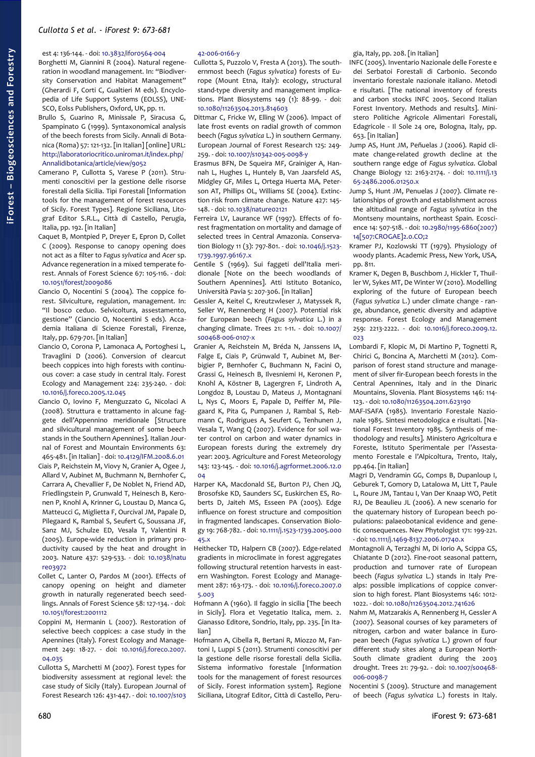est 4: 136-144. - doi: 10.3832/ifor0564-004

Borghetti M, Giannini R (2004). Natural regeneration in woodland management. In: "Biodiversity Conservation and Habitat Management" (Gherardi F, Corti C, Gualtieri M eds). Encyclopedia of Life Support Systems (EOLSS), UNESCO, Eolss Publishers, Oxford, UK, pp. 11.

Brullo S, Guarino R, Minissale P, Siracusa G, Spampinato G (1999). Syntaxonomical analysis of the beech forests from Sicily. Annali di Botanica (Roma) 57: 121-132. [in Italian] [online] URL: http://laboratoriocritico.uniroma1.it/index.php/Annalidibotanica/article/view/9052

Camerano P, Cullotta S, Varese P (2011). Strumenti conoscitivi per la gestione delle risorse forestali della Sicilia. Tipi Forestali [Information tools for the management of forest resources of Sicily. Forest Types]. Regione Siciliana, Litograf Editor S.R.L., Città di Castello, Perugia, Italia, pp. 192. [in Italian]

Caquet B, Montpied P, Dreyer E, Epron D, Collet C (2009). Response to canopy opening does not act as a filter to *Fagus sylvatica* and *Acer* sp. Advance regeneration in a mixed temperate forest. Annals of Forest Science 67: 105-116. - doi: 10.1051/forest/2009086

Ciancio O, Nocentini S (2004). The coppice forest. Silviculture, regulation, management. In: "Il bosco ceduo. Selvicoltura, assestamento, gestione" (Ciancio O, Nocentini S eds). Accademia Italiana di Scienze Forestali, Firenze, Italy, pp. 679-701. [in Italian]

Ciancio O, Corona P, Lamonaca A, Portoghesi L, Travaglini D (2006). Conversion of clearcut beech coppices into high forests with continuous cover: a case study in central Italy. Forest Ecology and Management 224: 235-240. - doi: 10.1016/j.foreco.2005.12.045

Ciancio O, Iovino F, Menguzzato G, Nicolaci A (2008). Struttura e trattamento in alcune faggete dell'Appennino meridionale [Structure and silvicultural management of some beech stands in the Southern Apennines]. Italian Journal of Forest and Mountain Environments 63: 465-481. [in Italian] - doi: 10.4129/IFM.2008.6.01

Ciais P, Reichstein M, Viovy N, Granier A, Ogee J, Allard V, Aubinet M, Buchmann N, Bernhofer C, Carrara A, Chevallier F, De Noblet N, Friend AD, Friedlingstein P, Grunwald T, Heinesch B, Keronen P, Knohl A, Krinner G, Loustau D, Manca G, Matteucci G, Miglietta F, Ourcival JM, Papale D, Pilegaard K, Rambal S, Seufert G, Soussana JF, Sanz MJ, Schulze ED, Vesala T, Valentini R (2005). Europe-wide reduction in primary productivity caused by the heat and drought in 2003. Nature 437: 529-533. - doi: 10.1038/nature03972

Collet C, Lanter O, Pardos M (2001). Effects of canopy opening on height and diameter growth in naturally regenerated beech seedlings. Annals of Forest Science 58: 127-134. - doi: 10.1051/forest:2001112

Coppini M, Hermanin L (2007). Restoration of selective beech coppices: a case study in the Apennines (Italy). Forest Ecology and Management 249: 18-27. - doi: 10.1016/j.foreco.2007.04.035

Cullotta S, Marchetti M (2007). Forest types for biodiversity assessment at regional level: the case study of Sicily (Italy). European Journal of Forest Research 126: 431-447. - doi: 10.1007/s10342-006-0166-y

Cullotta S, Puzzolo V, Fresta A (2013). The southernmost beech (*Fagus sylvatica*) forests of Europe (Mount Etna, Italy): ecology, structural stand-type diversity and management implications. Plant Biosystems 149 (1): 88-99. - doi: 10.1080/11263504.2013.814603

Dittmar C, Fricke W, Elling W (2006). Impact of late frost events on radial growth of common beech (*Fagus sylvatica* L.) in southern Germany. European Journal of Forest Research 125: 249-259. - doi: 10.1007/s10342-005-0098-y

Erasmus BFN, De Squeira MF, Grainiger A, Hannah L, Hughes L, Huntely B, Van Jaarsfeld AS, Midgley GF, Miles L, Ortega Huerta MA, Peterson AT, Phillips OL, Williams SE (2004). Extinction risk from climate change. Nature 427: 145-148. - doi: 10.1038/nature02121

Ferreira LV, Laurance WF (1997). Effects of forest fragmentation on mortality and damage of selected trees in Central Amazonia. Conservation Biology 11 (3): 797-801. - doi: 10.1046/j.1523-1739.1997.96167.x

Gentile S (1969). Sui faggeti dell'Italia meridionale [Note on the beech woodlands of Southern Apennines]. Atti Istituto Botanico, Università Pavia 5: 207-306. [in Italian]

Gessler A, Keitel C, Kreutzwieser J, Matyssek R, Seller W, Rennenberg H (2007). Potential risk for European beech (*Fagus sylvatica* L.) in a changing climate. Trees 21: 1-11. - doi: 10.1007/s00468-006-0107-x

Granier A, Reichstein M, Bréda N, Janssens IA, Falge E, Ciais P, Grünwald T, Aubinet M, Berbigier P, Bernhofer C, Buchmann N, Facini O, Grassi G, Heinesch B, Ilvesniemi H, Keronen P, Knohl A, Köstner B, Lagergren F, Lindroth A, Longdoz B, Loustau D, Mateus J, Montagnani L, Nys C, Moors E, Papale D, Peiffer M, Pilegaard K, Pita G, Pumpanen J, Rambal S, Rebmann C, Rodrigues A, Seufert G, Tenhunen J, Vesala T, Wang Q (2007). Evidence for soil water control on carbon and water dynamics in European forests during the extremely dry year: 2003. Agriculture and Forest Meteorology 143: 123-145. - doi: 10.1016/j.agrformet.2006.12.004

Harper KA, Macdonald SE, Burton PJ, Chen JQ, Brosofske KD, Saunders SC, Euskirchen ES, Roberts D, Jaiteh MS, Esseen PA (2005). Edge influence on forest structure and composition in fragmented landscapes. Conservation Biology 19: 768-782. - doi: 10.1111/j.1523-1739.2005.00045.x

Heithecker TD, Halpern CB (2007). Edge-related gradients in microclimate in forest aggregates following structural retention harvests in eastern Washington. Forest Ecology and Management 287: 163-173. - doi: 10.1016/j.foreco.2007.05.003

Hofmann A (1960). Il faggio in sicilia [The beech in Sicily]. Flora et Vegetatio Italica, mem. 2. Gianasso Editore, Sondrio, Italy, pp. 235. [in Italian]

Hofmann A, Cibella R, Bertani R, Miozzo M, Fantoni I, Luppi S (2011). Strumenti conoscitivi per la gestione delle risorse forestali della Sicilia. Sistema informativo forestale [Information tools for the management of forest resources of Sicily. Forest information system]. Regione Siciliana, Litograf Editor, Città di Castello, Perugia, Italy, pp. 208. [in Italian]

INFC (2005). Inventario Nazionale delle Foreste e dei Serbatoi Forestali di Carbonio. Secondo inventario forestale nazionale italiano. Metodi e risultati. [The national inventory of forests and carbon stocks INFC 2005. Second Italian Forest Inventory. Methods and results]. Ministero Politiche Agricole Alimentari Forestali, Edagricole - Il Sole 24 ore, Bologna, Italy, pp. 653. [in Italian]

Jump AS, Hunt JM, Peñuelas J (2006). Rapid climate change-related growth decline at the southern range edge of *Fagus sylvatica*. Global Change Biology 12: 2163-2174. - doi: 10.1111/j.1365-2486.2006.01250.x

Jump S, Hunt JM, Penuelas J (2007). Climate relationships of growth and establishment across the altitudinal range of *Fagus sylvatica* in the Montseny mountains, northeast Spain. Ecoscience 14: 507-518. - doi: 10.2980/1195-6860(2007)14[507:CROGAE]2.0.CO;2

Kramer PJ, Kozlowski TT (1979). Physiology of woody plants. Academic Press, New York, USA, pp. 811.

Kramer K, Degen B, Buschbom J, Hickler T, Thuiller W, Sykes MT, De Winter W (2010). Modelling exploring of the future of European beech (*Fagus sylvatica* L.) under climate change - range, abundance, genetic diversity and adaptive response. Forest Ecology and Management 259: 2213-2222. - doi: 10.1016/j.foreco.2009.12.023

Lombardi F, Klopic M, Di Martino P, Tognetti R, Chirici G, Boncina A, Marchetti M (2012). Comparison of forest stand structure and management of silver fir-European beech forests in the Central Apennines, Italy and in the Dinaric Mountains, Slovenia. Plant Biosystems 146: 114-123. - doi: 10.1080/11263504.2011.623190

MAF-ISAFA (1985). Inventario Forestale Nazionale 1985. Sintesi metodologica e risultati. [National Forest Inventory 1985. Synthesis of methodology and results]. Ministero Agricoltura e Foreste, Istituto Sperimentale per l'Assestamento Forestale e l'Alpicoltura, Trento, Italy, pp.464. [in Italian]

Magri D, Vendramin GG, Comps B, Dupanloup I, Geburek T, Gomory D, Latalowa M, Litt T, Paule L, Roure JM, Tantau I, Van Der Knaap WO, Petit RJ, De Beaulieu JL (2006). A new scenario for the quaternary history of European beech populations: palaeobotanical evidence and genetic consequences. New Phytologist 171: 199-221. - doi: 10.1111/j.1469-8137.2006.01740.x

Montagnoli A, Terzaghi M, Di Iorio A, Scippa GS, Chiatante D (2012). Fine-root seasonal pattern, production and turnover rate of European beech (*Fagus sylvatica* L.) stands in Italy Prealps: possible implications of coppice conversion to high forest. Plant Biosystems 146: 1012-1022. - doi: 10.1080/11263504.2012.741626

Nahm M, Matzarakis A, Rennenberg H, Gessler A (2007). Seasonal courses of key parameters of nitrogen, carbon and water balance in European beech (*Fagus sylvatica* L.) grown of four different study sites along a European North-South climate gradient during the 2003 drought. Trees 21: 79-92. - doi: 10.1007/s00468-006-0098-7

Nocentini S (2009). Structure and management of beech (*Fagus sylvatica* L.) forests in Italy.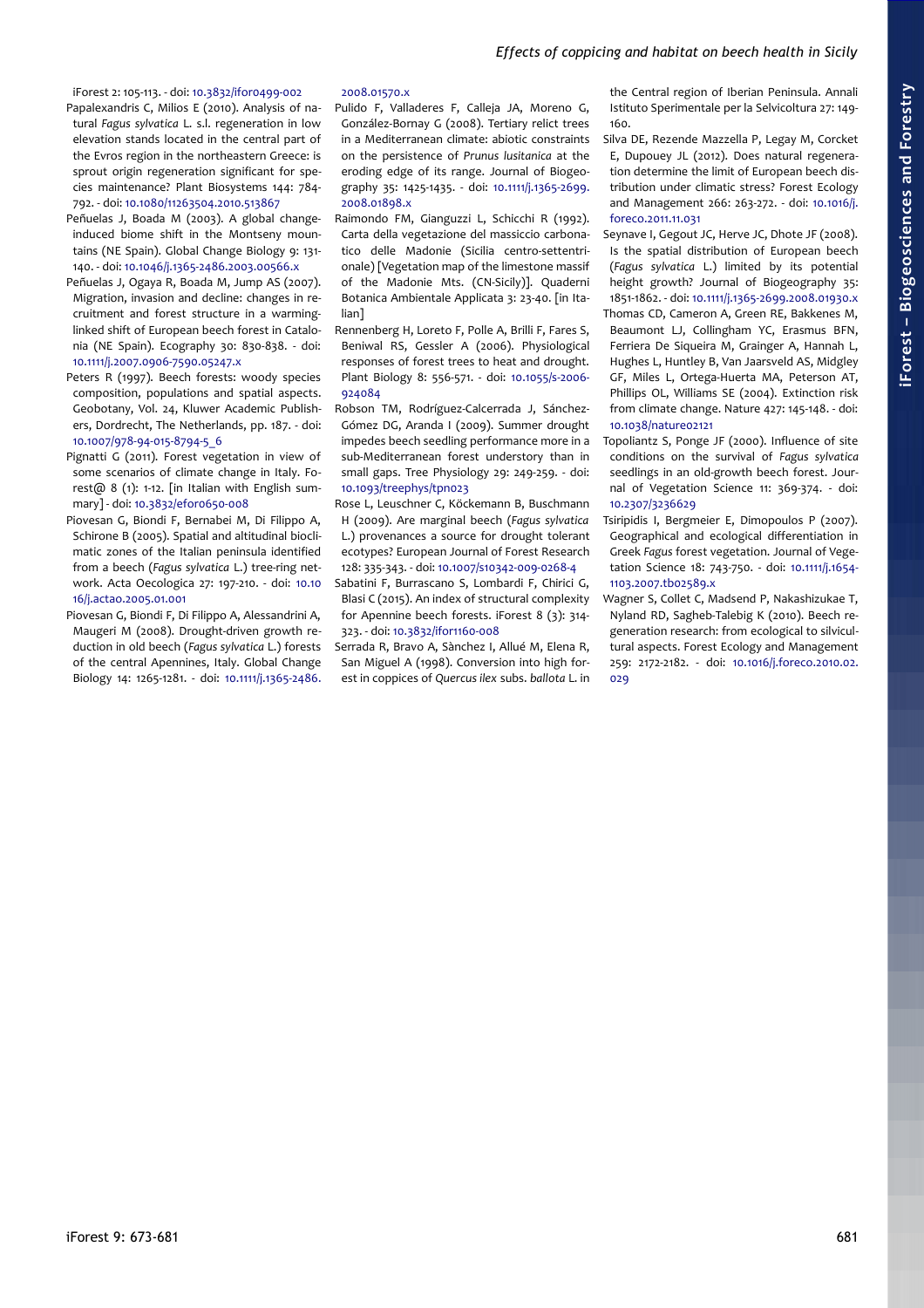iForest 2: 105-113. - doi: 10.3832/ifor0499-002

Papalexandris C, Milios E (2010). Analysis of natural *Fagus sylvatica* L. s.l. regeneration in low elevation stands located in the central part of the Evros region in the northeastern Greece: is sprout origin regeneration significant for species maintenance? Plant Biosystems 144: 784-792. - doi: 10.1080/11263504.2010.513867

Peñuelas J, Boada M (2003). A global change-induced biome shift in the Montseny mountains (NE Spain). Global Change Biology 9: 131-140. - doi: 10.1046/j.1365-2486.2003.00566.x

Peñuelas J, Ogaya R, Boada M, Jump AS (2007). Migration, invasion and decline: changes in recruitment and forest structure in a warming-linked shift of European beech forest in Catalonia (NE Spain). Ecography 30: 830-838. - doi: 10.1111/j.2007.0906-7590.05247.x

Peters R (1997). Beech forests: woody species composition, populations and spatial aspects. Geobotany, Vol. 24, Kluwer Academic Publishers, Dordrecht, The Netherlands, pp. 187. - doi: 10.1007/978-94-015-8794-5_6

Pignatti G (2011). Forest vegetation in view of some scenarios of climate change in Italy. Forest@ 8 (1): 1-12. [in Italian with English summary] - doi: 10.3832/efor0650-008

Piovesan G, Biondi F, Bernabei M, Di Filippo A, Schirone B (2005). Spatial and altitudinal bioclimatic zones of the Italian peninsula identified from a beech (*Fagus sylvatica* L.) tree-ring network. Acta Oecologica 27: 197-210. - doi: 10.1016/j.actao.2005.01.001

Piovesan G, Biondi F, Di Filippo A, Alessandrini A, Maugeri M (2008). Drought-driven growth reduction in old beech (*Fagus sylvatica* L.) forests of the central Apennines, Italy. Global Change Biology 14: 1265-1281. - doi: 10.1111/j.1365-2486.2008.01570.x

Pulido F, Valladeres F, Calleja JA, Moreno G, González-Bornay G (2008). Tertiary relict trees in a Mediterranean climate: abiotic constraints on the persistence of *Prunus lusitanica* at the eroding edge of its range. Journal of Biogeography 35: 1425-1435. - doi: 10.1111/j.1365-2699.2008.01898.x

Raimondo FM, Gianguzzi L, Schicchi R (1992). Carta della vegetazione del massiccio carbonatico delle Madonie (Sicilia centro-settentrionale) [Vegetation map of the limestone massif of the Madonie Mts. (CN-Sicily)]. Quaderni Botanica Ambientale Applicata 3: 23-40. [in Italian]

Rennenberg H, Loreto F, Polle A, Brilli F, Fares S, Beniwal RS, Gessler A (2006). Physiological responses of forest trees to heat and drought. Plant Biology 8: 556-571. - doi: 10.1055/s-2006-924084

Robson TM, Rodríguez-Calcerrada J, Sánchez-Gómez DG, Aranda I (2009). Summer drought impedes beech seedling performance more in a sub-Mediterranean forest understory than in small gaps. Tree Physiology 29: 249-259. - doi: 10.1093/treephys/tpn023

Rose L, Leuschner C, Köckemann B, Buschmann H (2009). Are marginal beech (*Fagus sylvatica* L.) provenances a source for drought tolerant ecotypes? European Journal of Forest Research 128: 335-343. - doi: 10.1007/s10342-009-0268-4

Sabatini F, Burrascano S, Lombardi F, Chirici G, Blasi C (2015). An index of structural complexity for Apennine beech forests. iForest 8 (3): 314-323. - doi: 10.3832/ifor1160-008

Serrada R, Bravo A, Sànchez I, Allué M, Elena R, San Miguel A (1998). Conversion into high forest in coppices of *Quercus ilex* subs. *ballota* L. in the Central region of Iberian Peninsula. Annali Istituto Sperimentale per la Selvicoltura 27: 149-160.

Silva DE, Rezende Mazzella P, Legay M, Corcket E, Dupouey JL (2012). Does natural regeneration determine the limit of European beech distribution under climatic stress? Forest Ecology and Management 266: 263-272. - doi: 10.1016/j.foreco.2011.11.031

Seynave I, Gegout JC, Herve JC, Dhote JF (2008). Is the spatial distribution of European beech (*Fagus sylvatica* L.) limited by its potential height growth? Journal of Biogeography 35: 1851-1862. - doi: 10.1111/j.1365-2699.2008.01930.x

Thomas CD, Cameron A, Green RE, Bakkenes M, Beaumont LJ, Collingham YC, Erasmus BFN, Ferriera De Siqueira M, Grainger A, Hannah L, Hughes L, Huntley B, Van Jaarsveld AS, Midgley GF, Miles L, Ortega-Huerta MA, Peterson AT, Phillips OL, Williams SE (2004). Extinction risk from climate change. Nature 427: 145-148. - doi: 10.1038/nature02121

Topoliantz S, Ponge JF (2000). Influence of site conditions on the survival of *Fagus sylvatica* seedlings in an old-growth beech forest. Journal of Vegetation Science 11: 369-374. - doi: 10.2307/3236629

Tsiripidis I, Bergmeier E, Dimopoulos P (2007). Geographical and ecological differentiation in Greek *Fagus* forest vegetation. Journal of Vegetation Science 18: 743-750. - doi: 10.1111/j.1654-1103.2007.tb02589.x

Wagner S, Collet C, Madsend P, Nakashizukae T, Nyland RD, Sagheb-Talebig K (2010). Beech regeneration research: from ecological to silvicultural aspects. Forest Ecology and Management 259: 2172-2182. - doi: 10.1016/j.foreco.2010.02.029